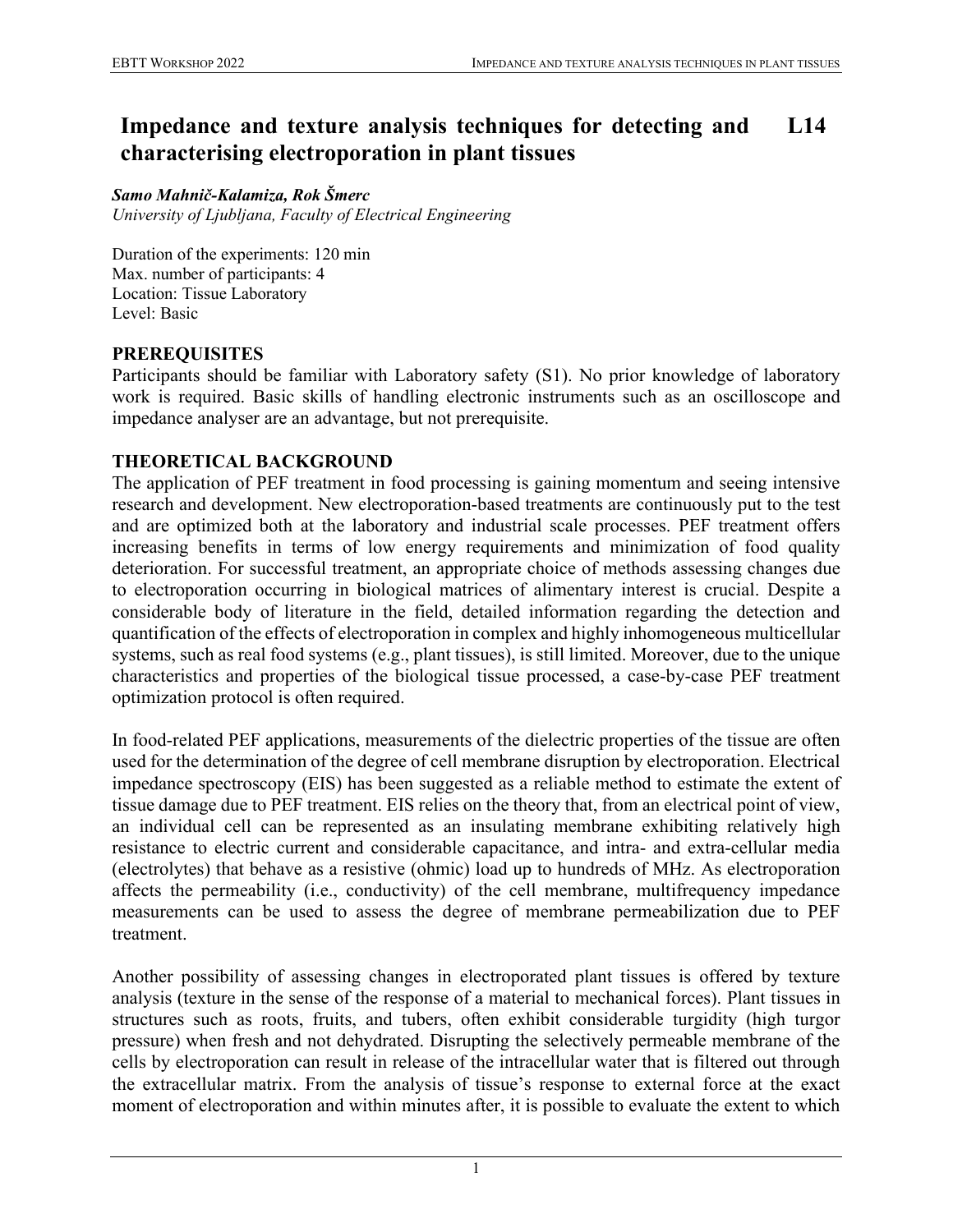# Impedance and texture analysis techniques for detecting and characterising electroporation in plant tissues L14

***Samo Mahnič-Kalamiza, Rok Šmerc***
*University of Ljubljana, Faculty of Electrical Engineering*

Duration of the experiments: 120 min
Max. number of participants: 4
Location: Tissue Laboratory
Level: Basic

## PREREQUISITES

Participants should be familiar with Laboratory safety (S1). No prior knowledge of laboratory work is required. Basic skills of handling electronic instruments such as an oscilloscope and impedance analyser are an advantage, but not prerequisite.

## THEORETICAL BACKGROUND

The application of PEF treatment in food processing is gaining momentum and seeing intensive research and development. New electroporation-based treatments are continuously put to the test and are optimized both at the laboratory and industrial scale processes. PEF treatment offers increasing benefits in terms of low energy requirements and minimization of food quality deterioration. For successful treatment, an appropriate choice of methods assessing changes due to electroporation occurring in biological matrices of alimentary interest is crucial. Despite a considerable body of literature in the field, detailed information regarding the detection and quantification of the effects of electroporation in complex and highly inhomogeneous multicellular systems, such as real food systems (e.g., plant tissues), is still limited. Moreover, due to the unique characteristics and properties of the biological tissue processed, a case-by-case PEF treatment optimization protocol is often required.

In food-related PEF applications, measurements of the dielectric properties of the tissue are often used for the determination of the degree of cell membrane disruption by electroporation. Electrical impedance spectroscopy (EIS) has been suggested as a reliable method to estimate the extent of tissue damage due to PEF treatment. EIS relies on the theory that, from an electrical point of view, an individual cell can be represented as an insulating membrane exhibiting relatively high resistance to electric current and considerable capacitance, and intra- and extra-cellular media (electrolytes) that behave as a resistive (ohmic) load up to hundreds of MHz. As electroporation affects the permeability (i.e., conductivity) of the cell membrane, multifrequency impedance measurements can be used to assess the degree of membrane permeabilization due to PEF treatment.

Another possibility of assessing changes in electroporated plant tissues is offered by texture analysis (texture in the sense of the response of a material to mechanical forces). Plant tissues in structures such as roots, fruits, and tubers, often exhibit considerable turgidity (high turgor pressure) when fresh and not dehydrated. Disrupting the selectively permeable membrane of the cells by electroporation can result in release of the intracellular water that is filtered out through the extracellular matrix. From the analysis of tissue's response to external force at the exact moment of electroporation and within minutes after, it is possible to evaluate the extent to which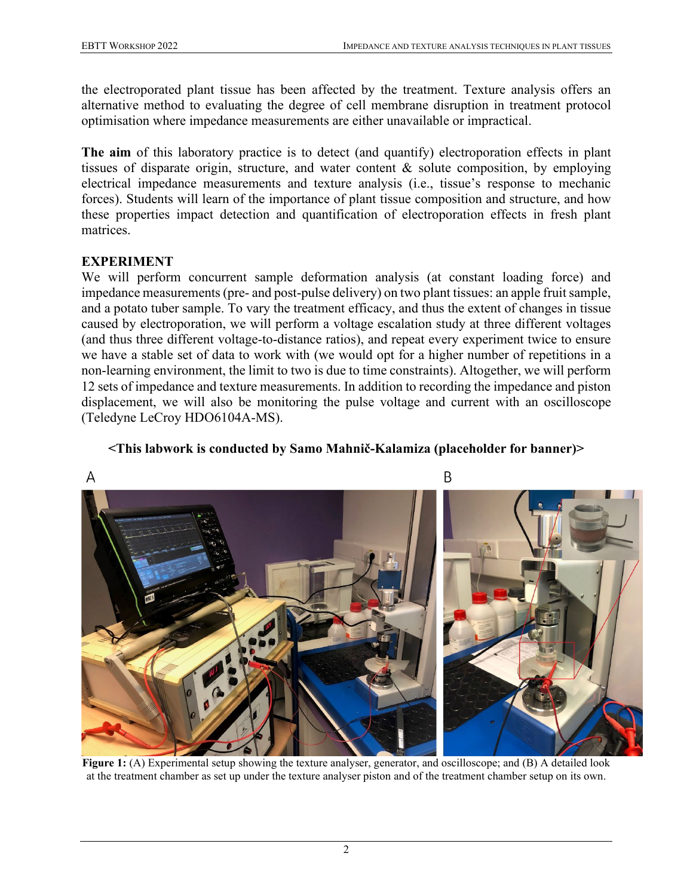the electroporated plant tissue has been affected by the treatment. Texture analysis offers an alternative method to evaluating the degree of cell membrane disruption in treatment protocol optimisation where impedance measurements are either unavailable or impractical.

**The aim** of this laboratory practice is to detect (and quantify) electroporation effects in plant tissues of disparate origin, structure, and water content & solute composition, by employing electrical impedance measurements and texture analysis (i.e., tissue's response to mechanic forces). Students will learn of the importance of plant tissue composition and structure, and how these properties impact detection and quantification of electroporation effects in fresh plant matrices.

## EXPERIMENT

We will perform concurrent sample deformation analysis (at constant loading force) and impedance measurements (pre- and post-pulse delivery) on two plant tissues: an apple fruit sample, and a potato tuber sample. To vary the treatment efficacy, and thus the extent of changes in tissue caused by electroporation, we will perform a voltage escalation study at three different voltages (and thus three different voltage-to-distance ratios), and repeat every experiment twice to ensure we have a stable set of data to work with (we would opt for a higher number of repetitions in a non-learning environment, the limit to two is due to time constraints). Altogether, we will perform 12 sets of impedance and texture measurements. In addition to recording the impedance and piston displacement, we will also be monitoring the pulse voltage and current with an oscilloscope (Teledyne LeCroy HDO6104A-MS).

**<This labwork is conducted by Samo Mahnič-Kalamiza (placeholder for banner)>**

**Figure 1:** (A) Experimental setup showing the texture analyser, generator, and oscilloscope; and (B) A detailed look at the treatment chamber as set up under the texture analyser piston and of the treatment chamber setup on its own.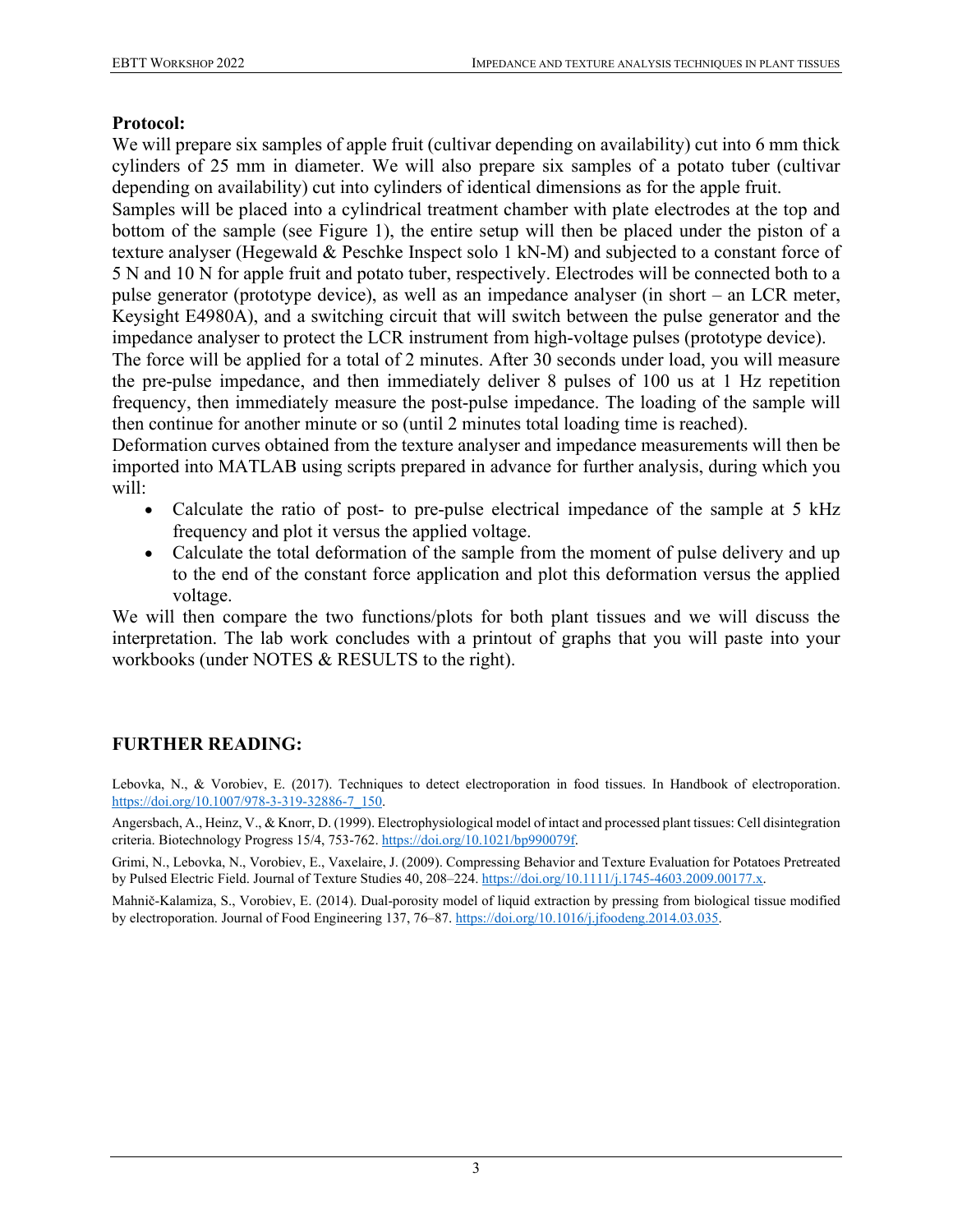**Protocol:**

We will prepare six samples of apple fruit (cultivar depending on availability) cut into 6 mm thick cylinders of 25 mm in diameter. We will also prepare six samples of a potato tuber (cultivar depending on availability) cut into cylinders of identical dimensions as for the apple fruit.

Samples will be placed into a cylindrical treatment chamber with plate electrodes at the top and bottom of the sample (see Figure 1), the entire setup will then be placed under the piston of a texture analyser (Hegewald & Peschke Inspect solo 1 kN-M) and subjected to a constant force of 5 N and 10 N for apple fruit and potato tuber, respectively. Electrodes will be connected both to a pulse generator (prototype device), as well as an impedance analyser (in short – an LCR meter, Keysight E4980A), and a switching circuit that will switch between the pulse generator and the impedance analyser to protect the LCR instrument from high-voltage pulses (prototype device).

The force will be applied for a total of 2 minutes. After 30 seconds under load, you will measure the pre-pulse impedance, and then immediately deliver 8 pulses of 100 us at 1 Hz repetition frequency, then immediately measure the post-pulse impedance. The loading of the sample will then continue for another minute or so (until 2 minutes total loading time is reached).

Deformation curves obtained from the texture analyser and impedance measurements will then be imported into MATLAB using scripts prepared in advance for further analysis, during which you will:

- Calculate the ratio of post- to pre-pulse electrical impedance of the sample at 5 kHz frequency and plot it versus the applied voltage.
- Calculate the total deformation of the sample from the moment of pulse delivery and up to the end of the constant force application and plot this deformation versus the applied voltage.

We will then compare the two functions/plots for both plant tissues and we will discuss the interpretation. The lab work concludes with a printout of graphs that you will paste into your workbooks (under NOTES & RESULTS to the right).

## FURTHER READING:

Lebovka, N., & Vorobiev, E. (2017). Techniques to detect electroporation in food tissues. In Handbook of electroporation. https://doi.org/10.1007/978-3-319-32886-7_150.

Angersbach, A., Heinz, V., & Knorr, D. (1999). Electrophysiological model of intact and processed plant tissues: Cell disintegration criteria. Biotechnology Progress 15/4, 753-762. https://doi.org/10.1021/bp990079f.

Grimi, N., Lebovka, N., Vorobiev, E., Vaxelaire, J. (2009). Compressing Behavior and Texture Evaluation for Potatoes Pretreated by Pulsed Electric Field. Journal of Texture Studies 40, 208–224. https://doi.org/10.1111/j.1745-4603.2009.00177.x.

Mahnič-Kalamiza, S., Vorobiev, E. (2014). Dual-porosity model of liquid extraction by pressing from biological tissue modified by electroporation. Journal of Food Engineering 137, 76–87. https://doi.org/10.1016/j.jfoodeng.2014.03.035.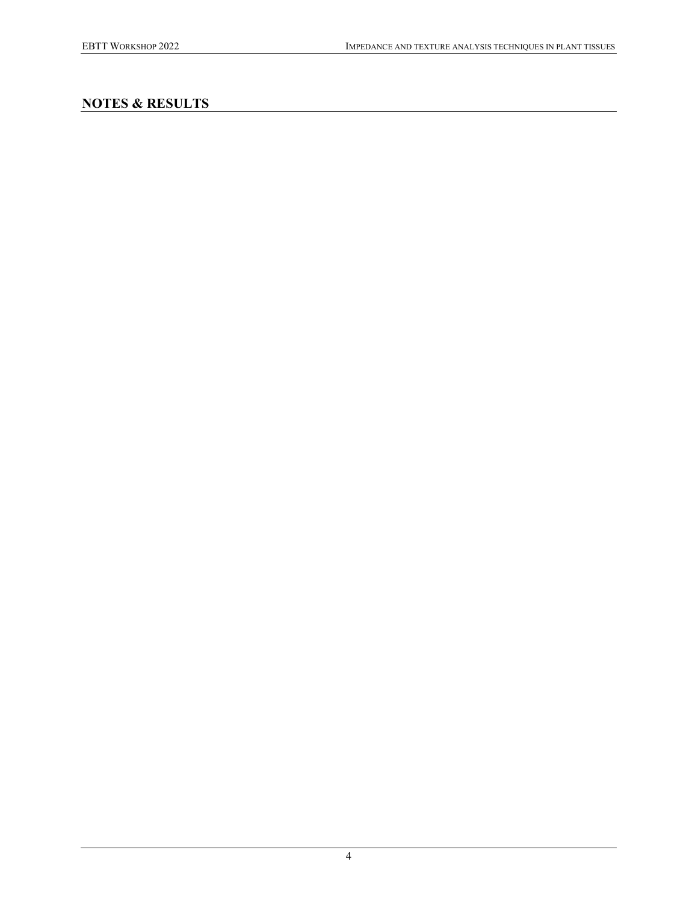## NOTES & RESULTS